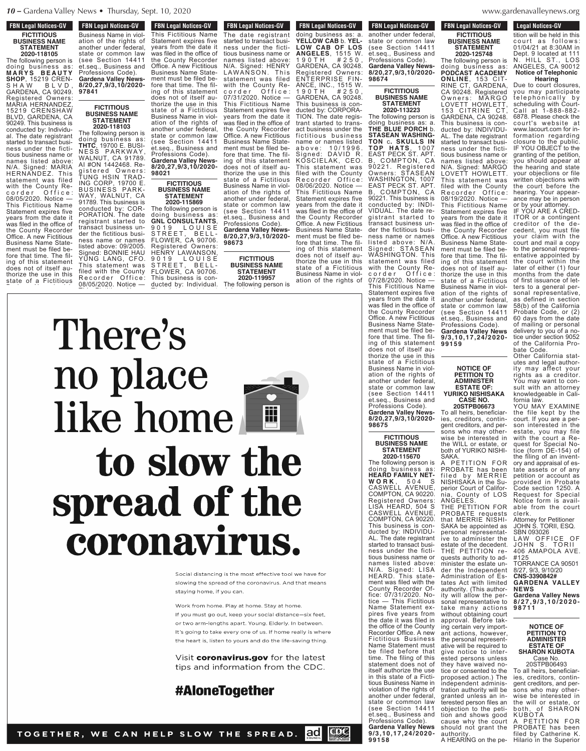FBN Legal Notices-GV

**FICTITIOUS BUSINESS NAME STATEMENT**
**2020-118105**

The following person is doing business as: **MARYS BEAUTY SHOP**, 15219 CRENSHAW BLVD, GARDENA, CA 90249. Registered Owners: MARIA HERNANDEZ, 15219 CRENSHAW BLVD, GARDENA, CA 90249. This business is conducted by: Individual. The date registrant started to transact business under the fictitious business name or names listed above: N/A. Signed: MARIA HERNANDEZ. This statement was filed with the County Recorder Office: 08/05/2020. Notice — This Fictitious Name Statement expires five years from the date it was filed in the office of the County Recorder Office. A new Fictitious Business Name Statement must be filed before that time. The filing of this statement does not of itself authorize the use in this state of a Fictitious Business Name in violation of the rights of another under federal, state or common law (see Section 14411 et.seq., Business and Professions Code).
**Gardena Valley News-8/20,27,9/3,10/2020-97841**

**FICTITIOUS BUSINESS NAME STATEMENT**
**2020-118103**

The following person is doing business as: **THTC**, 19700 E. BUSINESS PARKWAY, WALNUT, CA 91789. AI #ON 1442468. Registered Owners: TUNG HSIN TRADING CORP, 19700 E. BUSINESS PARKWAY, WALNUT, CA 91789. This business is conducted by: CORPORATION. The date registrant started to transact business under the fictitious business name or names listed above: 09/2005. Signed: BONNIE HAU YUNG LANG, CFO. This statement was filed with the County Recorder Office: 08/05/2020. Notice — This Fictitious Name Statement expires five years from the date it was filed in the office of the County Recorder Office. A new Fictitious Business Name Statement must be filed before that time. The filing of this statement does not of itself authorize the use in this state of a Fictitious Business Name in violation of the rights of another under federal, state or common law (see Section 14411 et.seq., Business and Professions Code).
**Gardena Valley News-8/20,27,9/3,10/2020-98021**

**FICTITIOUS BUSINESS NAME STATEMENT**
**2020-115869**

The following person is doing business as: **GNL CONSULTANTS**, 9019 LOUISE STREET, BELLFLOWER, CA 90706. Registered Owners: HENRY LAWANSON, 9019 LOUISE STREET, BELLFLOWER, CA 90706. This business is conducted by: Individual. The date registrant started to transact business under the fictitious business name or names listed above: N/A. Signed: HENRY LAWANSON. This statement was filed with the County Recorder Office: 07/31/2020. Notice — This Fictitious Name Statement expires five years from the date it was filed in the office of the County Recorder Office. A new Fictitious Business Name Statement must be filed before that time. The filing of this statement does not of itself authorize the use in this state of a Fictitious Business Name in violation of the rights of another under federal, state or common law (see Section 14411 et.seq., Business and Professions Code).
**Gardena Valley News-8/20,27,9/3,10/2020-98673**

**FICTITIOUS BUSINESS NAME STATEMENT**
**2020-119957**

The following person is doing business as: a. **YELLOW CAB** b. **YELLOW CAB OF LOS ANGELES**, 1515 W. 190TH #250, GARDENA, CA 90248. Registered Owners: ENTERPRISE FINANCE, INC., 1515 W. 190TH #250, GARDENA, CA 90248. This business is conducted by: CORPORATION. The date registrant started to transact business under the fictitious business name or names listed above: 10/1996. Signed: DAVID R. KOSCIELAK, CEO. This statement was filed with the County Recorder Office: 08/06/2020. Notice — This Fictitious Name Statement expires five years from the date it was filed in the office of the County Recorder Office. A new Fictitious Business Name Statement must be filed before that time. The filing of this statement does not of itself authorize the use in this state of a Fictitious Business Name in violation of the rights of another under federal, state or common law (see Section 14411 et.seq., Business and Professions Code).
**Gardena Valley News-8/20,27,9/3,10/2020-98674**

**FICTITIOUS BUSINESS NAME STATEMENT**
**2020-113223**

The following person is doing business as: a. **THE BLUE PORCH** b. **STASEAN WASHINGTON** c. **SKULLS IN TOP HATS**, 1007 EAST PECK ST. APT. B, COMPTON, CA 90221. Registered Owners: STASEAN WASHINGTON, 1007 EAST PECK ST. APT. B, COMPTON, CA 90221. This business is conducted by: INDIVIDUAL. The date registrant started to transact business under the fictitious business name or names listed above: N/A. Signed: STASEAN WASHINGTON. This statement was filed with the County Recorder Office: 07/28/2020. Notice — This Fictitious Name Statement expires five years from the date it was filed in the office of the County Recorder Office. A new Fictitious Business Name Statement must be filed before that time. The filing of this statement does not of itself authorize the use in this state of a Fictitious Business Name in violation of the rights of another under federal, state or common law (see Section 14411 et.seq., Business and Professions Code).
**Gardena Valley News-8/20,27,9/3,10/2020-98675**

**FICTITIOUS BUSINESS NAME STATEMENT**
**2020-115670**

The following person is doing business as: **HEARD FAMILY NETWORK**, 504 S CASWELL AVENUE, COMPTON, CA 90220. Registered Owners: LISA HEARD, 504 S CASWELL AVENUE, COMPTON, CA 90220. This business is conducted by: INDIVIDUAL. The date registrant started to transact business under the fictitious business name or names listed above: N/A. Signed: LISA HEARD. This statement was filed with the County Recorder Office: 07/31/2020. Notice — This Fictitious Name Statement expires five years from the date it was filed in the office of the County Recorder Office. A new Fictitious Business Name Statement must be filed before that time. The filing of this statement does not of itself authorize the use in this state of a Fictitious Business Name in violation of the rights of another under federal, state or common law (see Section 14411 et.seq., Business and Professions Code).
**Gardena Valley News 9/3,10,17,24/2020-99158**

**FICTITIOUS BUSINESS NAME STATEMENT**
**2020-125748**

The following person is doing business as: **PODCAST ACADEMY ONLINE**, 153 CITRINE CT, GARDENA, CA 90248. Registered Owners: MARGO LOVETT HOWLETT, 153 CITRINE CT, GARDENA, CA 90248. This business is conducted by: INDIVIDUAL. The date registrant started to transact business under the fictitious business name or names listed above: N/A. Signed: MARGO LOVETT HOWLETT. This statement was filed with the County Recorder Office: 08/19/2020. Notice — This Fictitious Name Statement expires five years from the date it was filed in the office of the County Recorder Office. A new Fictitious Business Name Statement must be filed before that time. The filing of this statement does not of itself authorize the use in this state of a Fictitious Business Name in violation of the rights of another under federal, state or common law (see Section 14411 et.seq., Business and Professions Code).
**Gardena Valley News 9/3,10,17,24/2020-99159**

**NOTICE OF PETITION TO ADMINISTER ESTATE OF: YURIKO NISHISAKA**
**CASE NO. 20STPB06673**

To all heirs, beneficiaries, creditors, contingent creditors, and persons who may otherwise be interested in the WILL or estate, or both of YURIKO NISHISAKA.

A PETITION FOR PROBATE has been filed by MERRIE NISHISAKA in the Superior Court of California, County of LOS ANGELES.

THE PETITION FOR PROBATE requests that MERRIE NISHISAKA be appointed as personal representative to administer the estate of the decedent.

THE PETITION requests authority to administer the estate under the Independent Administration of Estates Act with limited authority. (This authority will allow the personal representative to take many actions without obtaining court approval. Before taking certain very important actions, however, the personal representative will be required to give notice to interested persons unless they have waived notice or consented to the proposed action.) The independent administration authority will be granted unless an interested person files an objection to the petition and shows good cause why the court should not grant the authority.

A HEARING on the petition will be held in this court as follows: 01/04/21 at 8:30AM in Dept. 9 located at 111 N. HILL ST., LOS ANGELES, CA 90012

**Notice of Telephonic Hearing**

Due to court closures, you may participate telephonically by scheduling with CourtCall at 1-888-882-6878. Please check the court's website at www.lacourt.com for information regarding closure to the public.

IF YOU OBJECT to the granting of the petition, you should appear at the hearing and state your objections or file written objections with the court before the hearing. Your appearance may be in person or by your attorney.

IF YOU ARE A CREDITOR or a contingent creditor of the decedent, you must file your claim with the court and mail a copy to the personal representative appointed by the court within the later of either (1) four months from the date of first issuance of letters to a general personal representative, as defined in section 58(b) of the California Probate Code, or (2) 60 days from the date of mailing or personal delivery to you of a notice under section 9052 of the California Probate Code.

Other California statutes and legal authority may affect your rights as a creditor. You may want to consult with an attorney knowledgeable in California law.

YOU MAY EXAMINE the file kept by the court. If you are a person interested in the estate, you may file with the court a Request for Special Notice (form DE-154) of the filing of an inventory and appraisal of estate assets or of any petition or account as provided in Probate Code section 1250. A Request for Special Notice form is available from the court clerk.

Attorney for Petitioner
JOHN S. TORII, ESQ.
SBN 093026
LAW OFFICE OF JOHN S. TORII
406 AMAPOLA AVE. #125
TORRANCE CA 90501
8/27, 9/3, 9/10/20
**CNS-3390842#**
**GARDENA VALLEY NEWS**
**Gardena Valley News 8/27,9/3,10/2020-98711**

**NOTICE OF PETITION TO ADMINISTER ESTATE OF SHARON KUBOTA**
Case No. 20STPB06493

To all heirs, beneficiaries, creditors, contingent creditors, and persons who may otherwise be interested in the will or estate, or both, of SHARON KUBOTA

A PETITION FOR PROBATE has been filed by Catherine K. Hilario in the Superior

There's no place like home to slow the spread of the coronavirus.

Social distancing is the most effective tool we have for slowing the spread of the coronavirus. And that means staying home, if you can.

Work from home. Play at home. Stay at home.
If you must go out, keep your social distance—six feet, or two arm-lengths apart. Young. Elderly. In between. It's going to take every one of us. If home really is where the heart is, listen to yours and do the life-saving thing.

Visit **coronavirus.gov** for the latest tips and information from the CDC.

**#AloneTogether**

TOGETHER, WE CAN HELP SLOW THE SPREAD.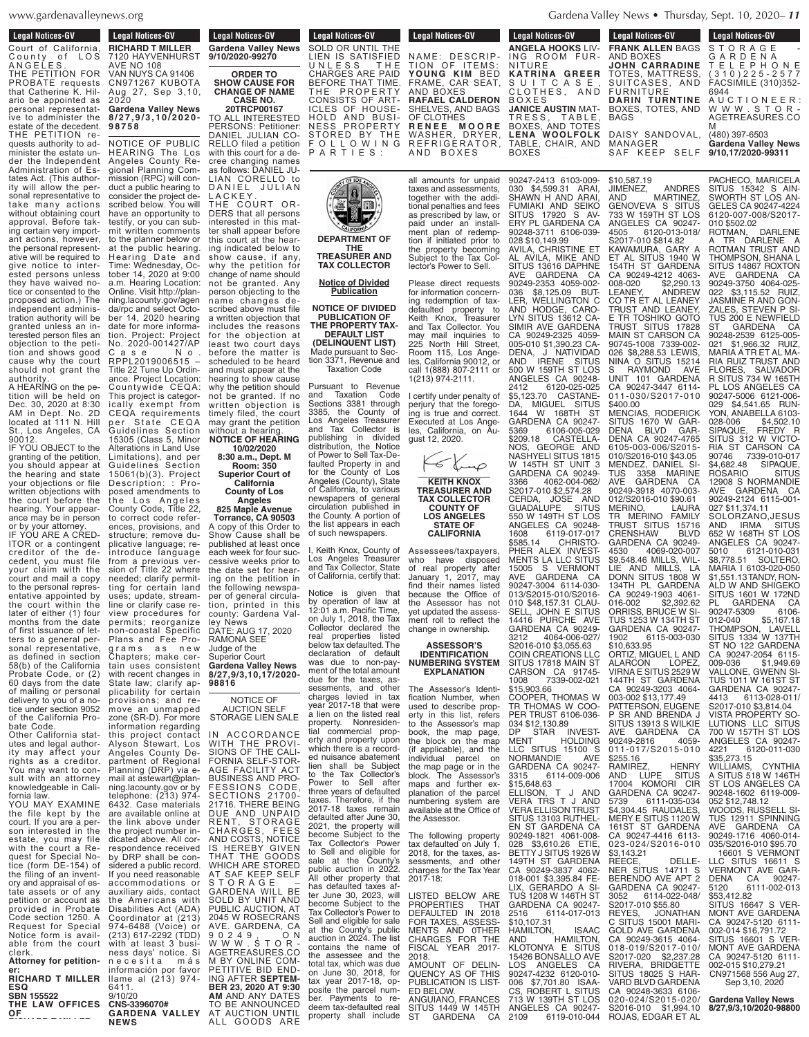Legal Notices-GV

Court of California, County of LOS ANGELES.

THE PETITION FOR PROBATE requests that Catherine K. Hilario be appointed as personal representative to administer the estate of the decedent.

THE PETITION requests authority to administer the estate under the Independent Administration of Estates Act. (This authority will allow the personal representative to take many actions without obtaining court approval. Before taking certain very important actions, however, the personal representative will be required to give notice to interested persons unless they have waived notice or consented to the proposed action.) The independent administration authority will be granted unless an interested person files an objection to the petition and shows good cause why the court should not grant the authority.

A HEARING on the petition will be held on Dec. 30, 2020 at 8:30 AM in Dept. No. 2D located at 111 N. Hill St., Los Angeles, CA 90012.

IF YOU OBJECT to the granting of the petition, you should appear at the hearing and state your objections or file written objections with the court before the hearing. Your appearance may be in person or by your attorney.

IF YOU ARE A CREDITOR or a contingent creditor of the decedent, you must file your claim with the court and mail a copy to the personal representative appointed by the court within the later of either (1) four months from the date of first issuance of letters to a general personal representative, as defined in section 58(b) of the California Probate Code, or (2) 60 days from the date of mailing or personal delivery to you of a notice under section 9052 of the California Probate Code.

Other California statutes and legal authority may affect your rights as a creditor. You may want to consult with an attorney knowledgeable in California law.

YOU MAY EXAMINE the file kept by the court. If you are a person interested in the estate, you may file with the court a Request for Special Notice (form DE-154) of the filing of an inventory and appraisal of estate assets or of any petition or account as provided in Probate Code section 1250. A Request for Special Notice form is available from the court clerk.

**Attorney for petitioner:**

**RICHARD T MILLER ESQ**

**SBN 155522**

**THE LAW OFFICES OF RICHARD T MILLER**

7120 HAYVENHURST AVE NO 108

VAN NUYS CA 91406

CN971267 KUBOTA Aug 27, Sep 3,10, 2020

**Gardena Valley News 8/27,9/3,10/2020-98758**

---

NOTICE OF PUBLIC HEARING The Los Angeles County Regional Planning Commission (RPC) will conduct a public hearing to consider the project described below. You will have an opportunity to testify, or you can submit written comments to the planner below or at the public hearing. Hearing Date and Time: Wednesday, October 14, 2020 at 9:00 a.m. Hearing Location: Online. Visit http://planning.lacounty.gov/agenda/rpc and select October 14, 2020 hearing date for more information. Project: Project No. 2020-001427/AP Case No. RPPL2019006515 – Title 22 Tune Up Ordinance. Project Location: Countywide CEQA: This project is categorically exempt from CEQA requirements per State CEQA Guidelines Section 15305 (Class 5, Minor Alterations in Land Use Limitations), and per Guidelines Section 15061(b)(3). Project Description: : Proposed amendments to the Los Angeles County Code, Title 22, to correct code references, provisions, and structure; remove duplicative language; reintroduce language from a previous version of Title 22 where needed; clarify permitting for certain land uses; update, streamline or clarify case review procedures for permits; reorganize non-coastal Specific Plans and Fee Programs as new Chapters; make certain uses consistent with recent changes in State law; clarify applicability for certain provisions; and remove an unmapped zone (SR-D). For more information regarding this project contact Alyson Stewart, Los Angeles County Department of Regional Planning (DRP) via e-mail at astewart@planning.lacounty.gov or by telephone: (213) 974-6432. Case materials are available online at the link above under the project number indicated above. All correspondence received by DRP shall be considered a public record. If you need reasonable accommodations or auxiliary aids, contact the Americans with Disabilities Act (ADA) Coordinator at (213) 974-6488 (Voice) or (213) 617-2292 (TDD) with at least 3 business days' notice. Si necesita más información por favor llame al (213) 974-6411.

9/10/20

**CNS-3396070#**

**GARDENA VALLEY NEWS**

**Gardena Valley News 9/10/2020-99270**

---

**ORDER TO SHOW CAUSE FOR CHANGE OF NAME CASE NO. 20TRCP00167**

TO ALL INTERESTED PERSONS: Petitioner: DANIEL JULIAN CORELLO filed a petition with this court for a decree changing names as follows: DANIEL JULIAN CORELLO to DANIEL JULIAN LACKEY. THE COURT ORDERS that all persons interested in this matter shall appear before this court at the hearing indicated below to show cause, if any, why the petition for change of name should not be granted. Any person objecting to the name changes described above must file a written objection that includes the reasons for the objection at least two court days before the matter is scheduled to be heard and must appear at the hearing to show cause why the petition should not be granted. If no written objection is timely filed, the court may grant the petition without a hearing.

**NOTICE OF HEARING 10/02/2020 8:30 a.m., Dept. M Room: 350 Superior Court of California County of Los Angeles 825 Maple Avenue Torrance, CA 90503**

A copy of this Order to Show Cause shall be published at least once each week for four successive weeks prior to the date set for hearing on the petition in the following newspaper of general circulation, printed in this county: Gardena Valley News

DATE: AUG 17, 2020

RAMONA SEE

Judge of the Superior Court

**Gardena Valley News 8/27,9/3,10,17/2020-98816**

---

NOTICE OF AUCTION SELF STORAGE LIEN SALE

IN ACCORDANCE WITH THE PROVISIONS OF THE CALIFORNIA SELF-STORAGE FACILITY ACT BUSINESS AND PROFESSIONS CODE, SECTIONS 21700-21716. THERE BEING DUE AND UNPAID RENT, STORAGE CHARGES, FEES AND COSTS, NOTICE IS HEREBY GIVEN THAT THE GOODS WHICH ARE STORED AT SAF KEEP SELF STORAGE – GARDENA WILL BE SOLD BY UNIT AND PUBLIC AUCTION, AT 2045 W ROSECRANS AVE. GARDENA, CA 90249, ON WWW.STORAGETREASURES.COM BY ONLINE COMPETITIVE BID ENDING AFTER **SEPTEMBER 23, 2020 AT 9:30 AM** AND ANY DATES TO BE ANNOUNCED AT AUCTION UNTIL ALL GOODS ARE SOLD OR UNTIL THE LIEN IS SATISFIED UNLESS THE CHARGES ARE PAID BEFORE THAT TIME. THE PROPERTY CONSISTS OF ARTICLES OF HOUSEHOLD AND BUSINESS PROPERTY STORED BY THE FOLLOWING PARTIES:

NAME: DESCRIPTION OF ITEMS:

**YOUNG KIM** BED FRAME, CAR SEAT, AND BOXES

**RAFAEL CALDERON** SHELVES, AND BAGS OF CLOTHES

**RENEE MOORE** WASHER, DRYER, REFRIGERATOR, AND BOXES

**ANGELA HOOKS** LIVING ROOM FURNITURE

**KATRINA GREER** SUITCASE, CLOTHES, AND BOXES

**JANICE AUSTIN** MATTRESS, TABLE, BOXES, AND TOTES

**LENA WOOLFOLK** TABLE, CHAIR, AND BOXES

**FRANK ALLEN** BAGS AND BOXES

**JOHN CARRADINE** TOTES, MATTRESS, SUITCASES, AND FURNITURE

**DARIN TURNTINE** BOXES, TOTES, AND BAGS

DAISY SANDOVAL, MANAGER

SAF KEEP SELF STORAGE - GARDENA

TELEPHONE (310)225-2577 FACSIMILE (310)352-6944

AUCTIONEER: WWW.STORAGETREASURES.COM

(480) 397-6503

**Gardena Valley News 9/10,17/2020-99311**

---

**DEPARTMENT OF THE TREASURER AND TAX COLLECTOR**

**Notice of Divided Publication**

**NOTICE OF DIVIDED PUBLICATION OF THE PROPERTY TAX-DEFAULT LIST (DELINQUENT LIST)**

Made pursuant to Section 3371, Revenue and Taxation Code

Pursuant to Revenue and Taxation Code Sections 3381 through 3385, the County of Los Angeles Treasurer and Tax Collector is publishing in divided distribution, the Notice of Power to Sell Tax-Defaulted Property in and for the County of Los Angeles (County), State of California, to various newspapers of general circulation published in the County. A portion of the list appears in each of such newspapers.

I, Keith Knox, County of Los Angeles Treasurer and Tax Collector, State of California, certify that:

Notice is given that by operation of law at 12:01 a.m. Pacific Time, on July 1, 2018, the Tax Collector declared the real properties listed below tax defaulted. The declaration of default was due to non-payment of the total amount due for the taxes, assessments, and other charges levied in tax year 2017-18 that were a lien on the listed real property. Nonresidential commercial property and property upon which there is a recorded nuisance abatement lien shall be Subject to the Tax Collector's Power to Sell after three years of defaulted taxes. Therefore, if the 2017-18 taxes remain defaulted after June 30, 2021, the property will become Subject to the Tax Collector's Power to Sell and eligible for sale at the County's public auction in 2022. All other property that has defaulted taxes after June 30, 2023, will become Subject to the Tax Collector's Power to Sell and eligible for sale at the County's public auction in 2024. The list contains the name of the assessee and the total tax, which was due on June 30, 2018, for tax year 2017-18, opposite the parcel number. Payments to redeem tax-defaulted real property shall include all amounts for unpaid taxes and assessments, together with the additional penalties and fees as prescribed by law, or paid under an installment plan of redemption if initiated prior to the property becoming Subject to the Tax Collector's Power to Sell.

Please direct requests for information concerning redemption of tax-defaulted property to Keith Knox, Treasurer and Tax Collector. You may mail inquiries to 225 North Hill Street, Room 115, Los Angeles, California 90012, or call 1(888) 807-2111 or 1(213) 974-2111.

I certify under penalty of perjury that the foregoing is true and correct. Executed at Los Angeles, California, on August 12, 2020.

**KEITH KNOX**
**TREASURER AND TAX COLLECTOR**
**COUNTY OF LOS ANGELES**
**STATE OF CALIFORNIA**

Assessees/taxpayers, who have disposed of real property after January 1, 2017, may find their names listed because the Office of the Assessor has not yet updated the assessment roll to reflect the change in ownership.

**ASSESSOR'S IDENTIFICATION NUMBERING SYSTEM EXPLANATION**

The Assessor's Identification Number, when used to describe property in this list, refers to the Assessor's map book, the map page, the block on the map (if applicable), and the individual parcel on the map page or in the block. The Assessor's maps and further explanation of the parcel numbering system are available at the Office of the Assessor.

The following property tax defaulted on July 1, 2018, for the taxes, assessments, and other charges for the Tax Year 2017-18:

LISTED BELOW ARE PROPERTIES THAT DEFAULTED IN 2018 FOR TAXES, ASSESSMENTS AND OTHER CHARGES FOR THE FISCAL YEAR 2017-2018.

AMOUNT OF DELINQUENCY AS OF THIS PUBLICATION IS LISTED BELOW.

ANGUIANO, FRANCES SITUS 1449 W 145TH ST GARDENA CA 90247-2413 6103-009-030 $4,599.31 ARAI, SHAWN H AND ARAI, FUMIAKI AND SEIKO SITUS 17920 S AVERY PL GARDENA CA 90248-3711 6106-039-028 $10,149.99 AVILA, CHRISTINE ET AL AVILA, MIKE AND SITUS 13616 DAPHNE AVE GARDENA CA 90249-2353 4059-002-036 $8,125.09 BUTLER, WELLINGTON C AND HODGE, CAROLYN SITUS 13612 CASIMIR AVE GARDENA CA 90249-2325 4059-005-010 $1,390.23 CADENA, J NATIVIDAD AND IRENE SITUS 500 W 159TH ST LOS ANGELES CA 90248-2412 6120-025-025 $5,123.70 CASTANEDA, MIGUEL SITUS 1644 W 168TH ST GARDENA CA 90247-5369 6106-005-029 $209.18 CASTELLANOS, GEORGE AND NASHYELI SITUS 1815 W 145TH ST UNIT 3 GARDENA CA 90249-3366 4062-004-062/S2017-010 $2,574.28 CERDA, JOSE AND GUADALUPE SITUS 550 W 149TH ST LOS ANGELES CA 90248-1608 6119-017-017 $585.14 CHRISTOPHER ALEX INVESTMENTS LA LLC SITUS 15005 S VERMONT AVE GARDENA CA 90247-3004 6114-030-013/S2015-010/S2016-010 $48,157.31 CLAUSELL, JOHN E SITUS 14416 PURCHE AVE GARDENA CA 90249-3212 4064-006-027/S2016-010 $3,055.63 COIN CREATIONS LLC SITUS 17818 MAIN ST CARSON CA 91745-1008 7339-002-021 $15,903.66 COOPER, THOMAS W TR THOMAS W COOPER TRUST 6106-036-034 $12,130.89 DP STAR INVESTMENT HOLDING LLC SITUS 15100 S NORMANDIE AVE GARDENA CA 90247-3315 6114-009-006 $15,648.63 ELLISON, T J AND VERA TRS T J AND VERA ELLISON TRUST SITUS 13103 RUTHELEN ST GARDENA CA 90249-1821 4061-008-028 $3,610.26 ETIE, BETTY J SITUS 1926 W 149TH ST GARDENA CA 90249-3837 4062-018-001 $3,395.84 FELIX, GERARDO A SITUS 1208 W 146TH ST GARDENA CA 90247-2516 6114-017-013 $10,107.31 HAMILTON, ISAAC AND HAMILTON, KLOTONYA E SITUS 15426 BONSALLO AVE LOS ANGELES CA 90247-4232 6120-010-006 $7,701.80 ISAACS, ROBERT L SITUS 713 W 139TH ST LOS ANGELES CA 90247-2109 6119-010-044 $10,587.19 JIMENEZ, ANDRES AND MARTINEZ, GENOVEVA S SITUS 733 W 159TH ST LOS ANGELES CA 90247-4505 6120-013-018/S2017-010 $814.82 KAWAMURA, GARY A ET AL SITUS 1940 W 154TH ST GARDENA CA 90249-4212 4063-008-020 $2,290.13 LEANEY, ANDREW CO TR ET AL LEANEY TRUST AND LEANEY, E TR TOSHIKO GOTO TRUST SITUS 17828 MAIN ST CARSON CA 90745-1008 7339-002-026 $8,288.53 LEWIS, NINA O SITUS 15214 S RAYMOND AVE UNIT 101 GARDENA CA 90247-3447 6114-011-030/S2017-010 $400.00 MENCIAS, RODERICK SITUS 1670 W GARDENA BLVD GARDENA CA 90247-4765 6105-003-006/S2015-010/S2016-010 $43.05 MENDEZ, DANIEL SITUS 3358 MARINE AVE GARDENA CA 90249-3918 4070-003-012/S2016-010 $90.61 MERINO, LAURA TR MERINO FAMILY TRUST SITUS 15716 CRENSHAW BLVD GARDENA CA 90249-4530 4069-020-007 $9,548.46 MILLS, WILLIE AND MILLS, LA DONN SITUS 1808 W 134TH PL GARDENA CA 90249-1903 4061-016-002 $2,392.62 ORRISS, BRUCE W SITUS 1253 W 134TH ST GARDENA CA 90247-1902 6115-003-030 $10,633.95 ORTIZ, MIGUEL L AND ALARCON LOPEZ, VIRNA E SITUS 2529 W 144TH ST GARDENA CA 90249-3203 4064-003-002 $13,177.49 PATTERSON, EUGENE P SR AND BRENDA J SITUS 13913 S WILKIE AVE GARDENA CA 90249-2816 4059-011-017/S2015-010 $255.16 RAMIREZ, HENRY AND LUPE SITUS 17004 KOMORI CIR GARDENA CA 90247-5739 6111-035-034 $4,304.45 RAUDALES, MERY E SITUS 1120 W 161ST ST GARDENA CA 90247-4416 6113-023-024/S2016-010 $3,143.21 REECE, DELLENER SITUS 14711 S BERENDO AVE APT 2 GARDENA CA 90247-3052 6114-022-048/S2017-010 $55.80 REYES, JONATHAN C SITUS 15001 MARIGOLD AVE GARDENA CA 90249-3615 4064-018-019/S2017-010/S2017-020 $2,237.28 RIVERA, BRIDGETTE SITUS 18025 S HARVARD BLVD GARDENA CA 90248-3633 6106-020-024/S2015-020/S2016-010 $1,994.10 ROJAS, EDGAR ET AL PACHECO, MARICELA SITUS 15342 S AINSWORTH ST LOS ANGELES CA 90247-4224 6120-007-008/S2017-010 $502.02 ROTMAN, DARLENE A TR DARLENE A ROTMAN TRUST AND THOMPSON, SHANA L SITUS 14867 ROXTON AVE GARDENA CA 90249-3750 4064-025-022 $3,115.52 RUIZ, JASMINE R AND GONZALES, STEVEN P SITUS 200 E NEWFIELD ST GARDENA CA 90248-2539 6125-005-021 $1,966.32 RUIZ, MARIA A TR ET AL MARIA RUIZ TRUST AND FLORES, SALVADOR R SITUS 734 W 165TH PL LOS ANGELES CA 90247-5006 6121-006-029 $4,541.65 RUNYON, ANABELLA 6103-028-006 $4,502.10 SIPAQUE, FREDY R SITUS 312 W VICTORIA ST CARSON CA 90746 7339-010-017 $4,682.48 SIPAQUE, ROSARIO SITUS 12908 S NORMANDIE AVE GARDENA CA 90249-2124 6115-001-027 $11,374.11 SOLORZANO, JESUS AND IRMA SITUS 652 W 168TH ST LOS ANGELES CA 90247-5010 6121-010-031 $8,778.51 SOLTERO, MARIA I 6103-020-050 $1,551.13 TANDY, RONALD W AND SHIGEKO SITUS 1601 W 172ND PL GARDENA CA 90247-5309 6106-012-040 $5,167.18 THOMPSON, LAVELL SITUS 1334 W 137TH ST NO 122 GARDENA CA 90247-2054 6115-009-036 $1,949.69 VALLONE, GWENN SITUS 1011 W 161ST ST GARDENA CA 90247-4413 6113-028-011/S2017-010 $3,814.04 VISTA PROPERTY SOLUTIONS LLC SITUS 700 W 157TH ST LOS ANGELES CA 90247-4221 6120-011-030 $35,273.15 WILLIAMS, CYNTHIA A SITUS 518 W 146TH ST LOS ANGELES CA 90248-1602 6119-009-052 $12,748.12 WOODS, RUSSELL SITUS 12911 SPINNING AVE GARDENA CA 90249-1716 4060-014-035/S2016-010 $95.70 16601 S VERMONT LLC SITUS 16611 S VERMONT AVE GARDENA CA 90247-5120 6111-002-013 $53,412.82 SITUS 16647 S VERMONT AVE GARDENA CA 90247-5120 6111-002-014 $16,791.72 SITUS 16601 S VERMONT AVE GARDENA CA 90247-5120 6111-002-015 $10,279.21

CN971568 556 Aug 27, Sep 3,10, 2020

**Gardena Valley News 8/27,9/3,10/2020-98800**